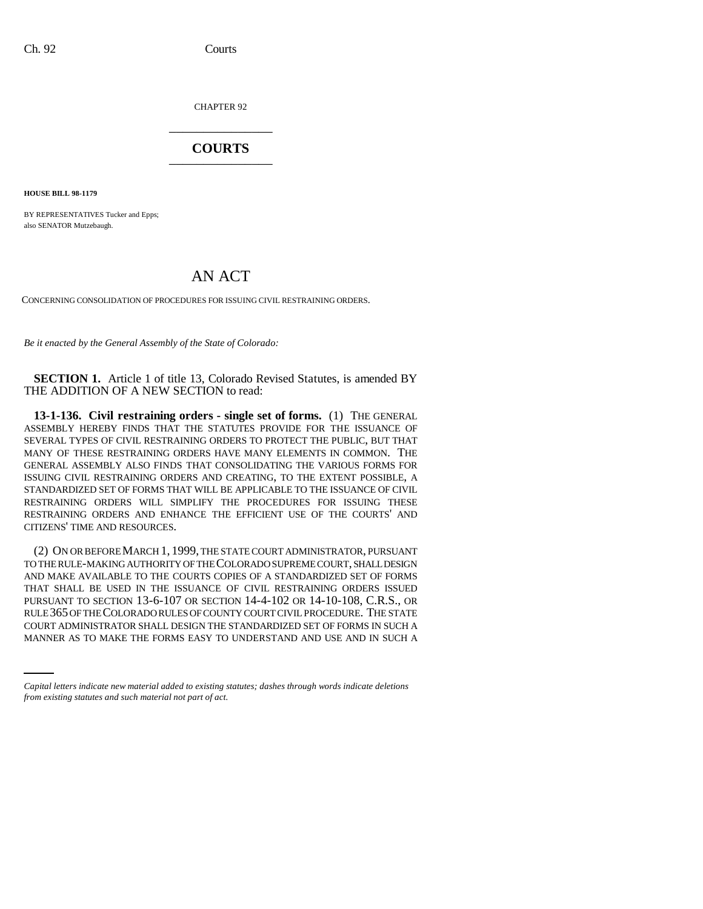CHAPTER 92

# COURTS

**HOUSE BILL 98-1179**

BY REPRESENTATIVES Tucker and Epps;
also SENATOR Mutzebaugh.

## AN ACT

CONCERNING CONSOLIDATION OF PROCEDURES FOR ISSUING CIVIL RESTRAINING ORDERS.

*Be it enacted by the General Assembly of the State of Colorado:*

**SECTION 1.** Article 1 of title 13, Colorado Revised Statutes, is amended BY THE ADDITION OF A NEW SECTION to read:

**13-1-136. Civil restraining orders - single set of forms.** (1) THE GENERAL ASSEMBLY HEREBY FINDS THAT THE STATUTES PROVIDE FOR THE ISSUANCE OF SEVERAL TYPES OF CIVIL RESTRAINING ORDERS TO PROTECT THE PUBLIC, BUT THAT MANY OF THESE RESTRAINING ORDERS HAVE MANY ELEMENTS IN COMMON. THE GENERAL ASSEMBLY ALSO FINDS THAT CONSOLIDATING THE VARIOUS FORMS FOR ISSUING CIVIL RESTRAINING ORDERS AND CREATING, TO THE EXTENT POSSIBLE, A STANDARDIZED SET OF FORMS THAT WILL BE APPLICABLE TO THE ISSUANCE OF CIVIL RESTRAINING ORDERS WILL SIMPLIFY THE PROCEDURES FOR ISSUING THESE RESTRAINING ORDERS AND ENHANCE THE EFFICIENT USE OF THE COURTS' AND CITIZENS' TIME AND RESOURCES.

(2) ON OR BEFORE MARCH 1, 1999, THE STATE COURT ADMINISTRATOR, PURSUANT TO THE RULE-MAKING AUTHORITY OF THE COLORADO SUPREME COURT, SHALL DESIGN AND MAKE AVAILABLE TO THE COURTS COPIES OF A STANDARDIZED SET OF FORMS THAT SHALL BE USED IN THE ISSUANCE OF CIVIL RESTRAINING ORDERS ISSUED PURSUANT TO SECTION 13-6-107 OR SECTION 14-4-102 OR 14-10-108, C.R.S., OR RULE 365 OF THE COLORADO RULES OF COUNTY COURT CIVIL PROCEDURE. THE STATE COURT ADMINISTRATOR SHALL DESIGN THE STANDARDIZED SET OF FORMS IN SUCH A MANNER AS TO MAKE THE FORMS EASY TO UNDERSTAND AND USE AND IN SUCH A

*Capital letters indicate new material added to existing statutes; dashes through words indicate deletions from existing statutes and such material not part of act.*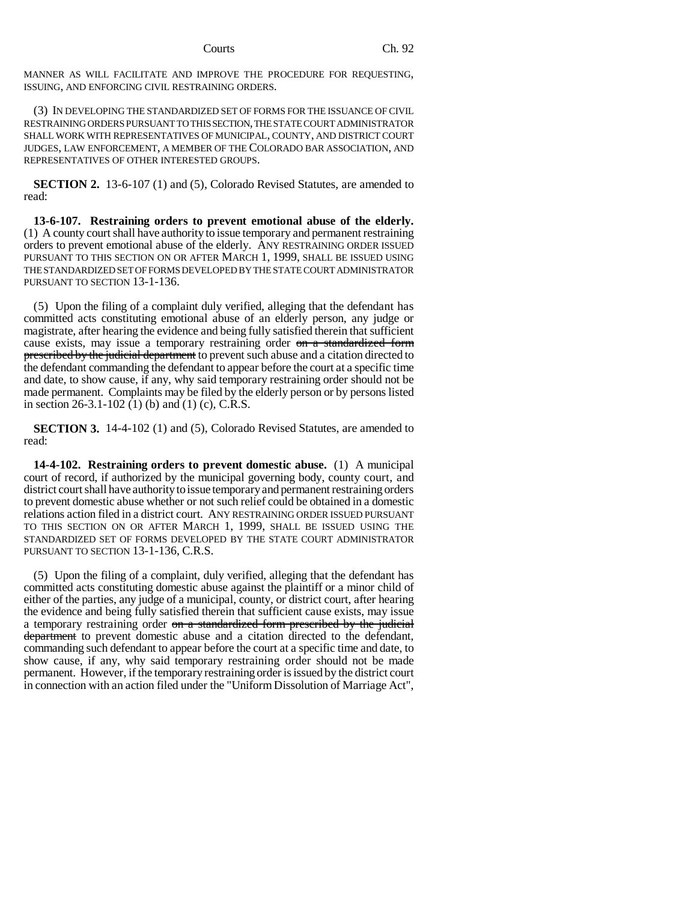MANNER AS WILL FACILITATE AND IMPROVE THE PROCEDURE FOR REQUESTING, ISSUING, AND ENFORCING CIVIL RESTRAINING ORDERS.

(3) IN DEVELOPING THE STANDARDIZED SET OF FORMS FOR THE ISSUANCE OF CIVIL RESTRAINING ORDERS PURSUANT TO THIS SECTION, THE STATE COURT ADMINISTRATOR SHALL WORK WITH REPRESENTATIVES OF MUNICIPAL, COUNTY, AND DISTRICT COURT JUDGES, LAW ENFORCEMENT, A MEMBER OF THE COLORADO BAR ASSOCIATION, AND REPRESENTATIVES OF OTHER INTERESTED GROUPS.

**SECTION 2.** 13-6-107 (1) and (5), Colorado Revised Statutes, are amended to read:

**13-6-107. Restraining orders to prevent emotional abuse of the elderly.** (1) A county court shall have authority to issue temporary and permanent restraining orders to prevent emotional abuse of the elderly. ANY RESTRAINING ORDER ISSUED PURSUANT TO THIS SECTION ON OR AFTER MARCH 1, 1999, SHALL BE ISSUED USING THE STANDARDIZED SET OF FORMS DEVELOPED BY THE STATE COURT ADMINISTRATOR PURSUANT TO SECTION 13-1-136.

(5) Upon the filing of a complaint duly verified, alleging that the defendant has committed acts constituting emotional abuse of an elderly person, any judge or magistrate, after hearing the evidence and being fully satisfied therein that sufficient cause exists, may issue a temporary restraining order ~~on a standardized form prescribed by the judicial department~~ to prevent such abuse and a citation directed to the defendant commanding the defendant to appear before the court at a specific time and date, to show cause, if any, why said temporary restraining order should not be made permanent. Complaints may be filed by the elderly person or by persons listed in section 26-3.1-102 (1) (b) and (1) (c), C.R.S.

**SECTION 3.** 14-4-102 (1) and (5), Colorado Revised Statutes, are amended to read:

**14-4-102. Restraining orders to prevent domestic abuse.** (1) A municipal court of record, if authorized by the municipal governing body, county court, and district court shall have authority to issue temporary and permanent restraining orders to prevent domestic abuse whether or not such relief could be obtained in a domestic relations action filed in a district court. ANY RESTRAINING ORDER ISSUED PURSUANT TO THIS SECTION ON OR AFTER MARCH 1, 1999, SHALL BE ISSUED USING THE STANDARDIZED SET OF FORMS DEVELOPED BY THE STATE COURT ADMINISTRATOR PURSUANT TO SECTION 13-1-136, C.R.S.

(5) Upon the filing of a complaint, duly verified, alleging that the defendant has committed acts constituting domestic abuse against the plaintiff or a minor child of either of the parties, any judge of a municipal, county, or district court, after hearing the evidence and being fully satisfied therein that sufficient cause exists, may issue a temporary restraining order ~~on a standardized form prescribed by the judicial department~~ to prevent domestic abuse and a citation directed to the defendant, commanding such defendant to appear before the court at a specific time and date, to show cause, if any, why said temporary restraining order should not be made permanent. However, if the temporary restraining order is issued by the district court in connection with an action filed under the "Uniform Dissolution of Marriage Act",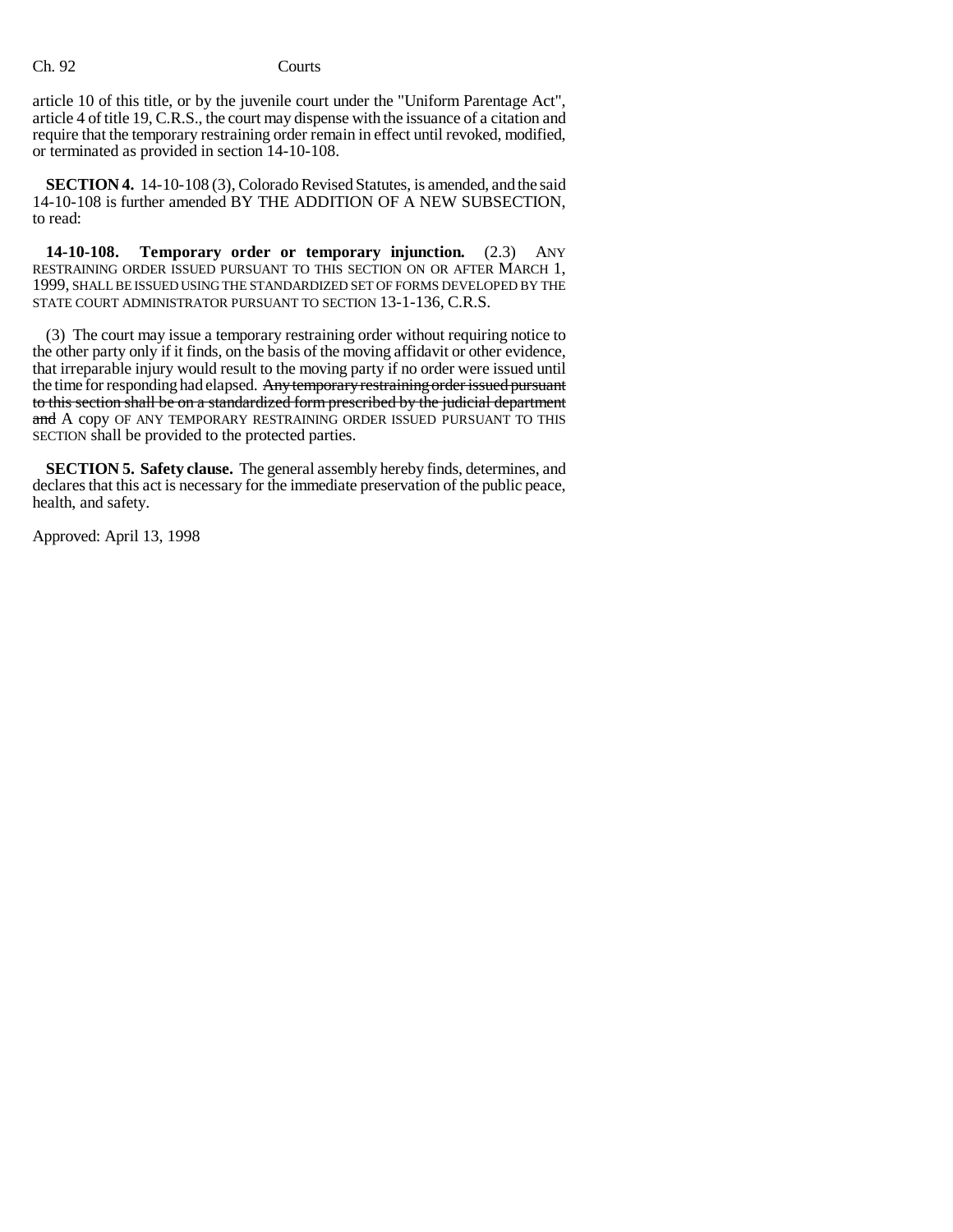article 10 of this title, or by the juvenile court under the "Uniform Parentage Act", article 4 of title 19, C.R.S., the court may dispense with the issuance of a citation and require that the temporary restraining order remain in effect until revoked, modified, or terminated as provided in section 14-10-108.

**SECTION 4.** 14-10-108 (3), Colorado Revised Statutes, is amended, and the said 14-10-108 is further amended BY THE ADDITION OF A NEW SUBSECTION, to read:

**14-10-108. Temporary order or temporary injunction.** (2.3) ANY RESTRAINING ORDER ISSUED PURSUANT TO THIS SECTION ON OR AFTER MARCH 1, 1999, SHALL BE ISSUED USING THE STANDARDIZED SET OF FORMS DEVELOPED BY THE STATE COURT ADMINISTRATOR PURSUANT TO SECTION 13-1-136, C.R.S.

(3) The court may issue a temporary restraining order without requiring notice to the other party only if it finds, on the basis of the moving affidavit or other evidence, that irreparable injury would result to the moving party if no order were issued until the time for responding had elapsed. ~~Any temporary restraining order issued pursuant to this section shall be on a standardized form prescribed by the judicial department and~~ A copy OF ANY TEMPORARY RESTRAINING ORDER ISSUED PURSUANT TO THIS SECTION shall be provided to the protected parties.

**SECTION 5. Safety clause.** The general assembly hereby finds, determines, and declares that this act is necessary for the immediate preservation of the public peace, health, and safety.

Approved: April 13, 1998